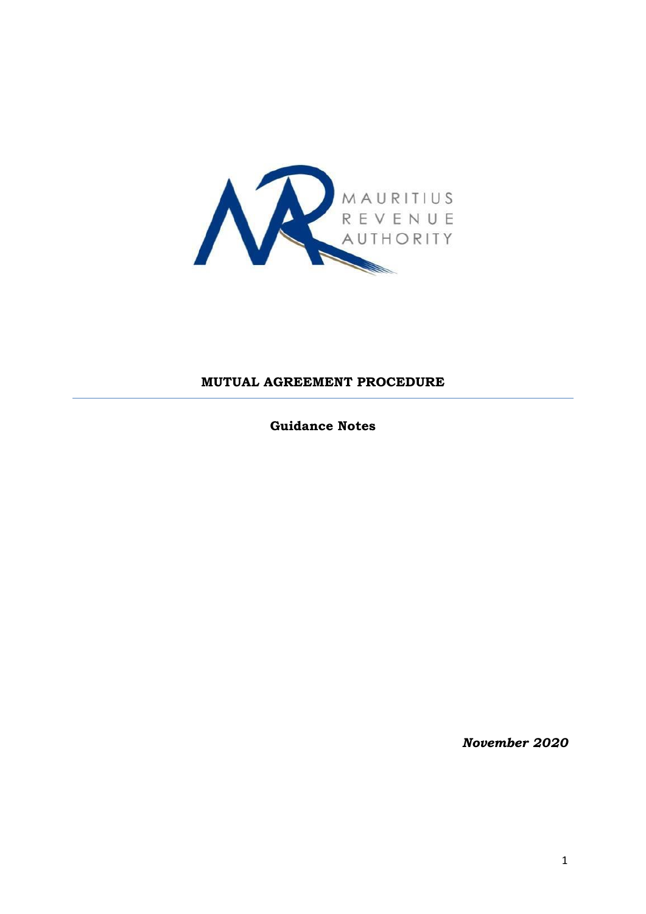MAURITIUS REVENUE AUTHORITY

# MUTUAL AGREEMENT PROCEDURE

**Guidance Notes**

***November 2020***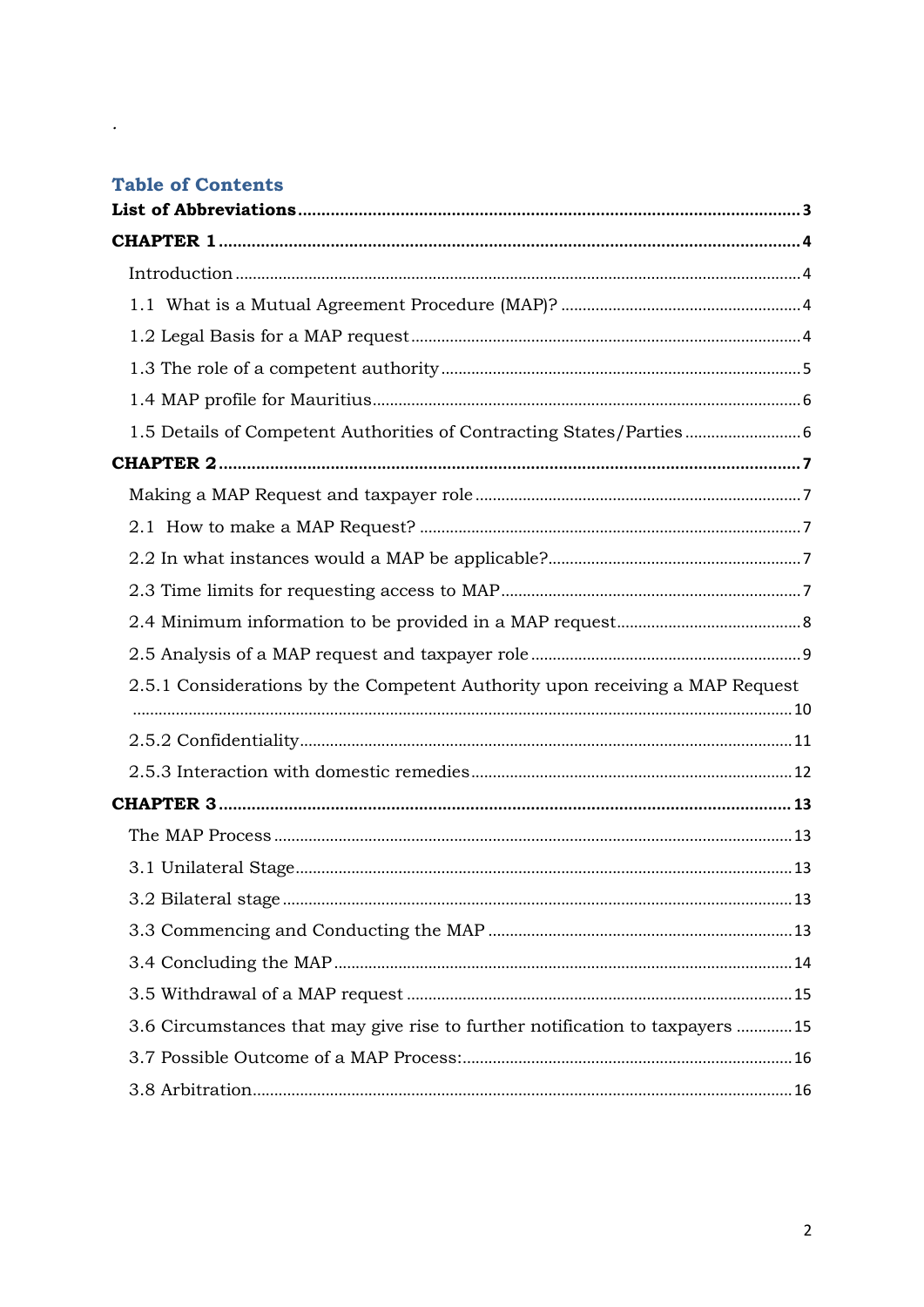.

## Table of Contents

**List of Abbreviations** ... 3

**CHAPTER 1** ... 4

- Introduction ... 4
- 1.1 What is a Mutual Agreement Procedure (MAP)? ... 4
- 1.2 Legal Basis for a MAP request ... 4
- 1.3 The role of a competent authority ... 5
- 1.4 MAP profile for Mauritius ... 6
- 1.5 Details of Competent Authorities of Contracting States/Parties ... 6

**CHAPTER 2** ... 7

- Making a MAP Request and taxpayer role ... 7
- 2.1 How to make a MAP Request? ... 7
- 2.2 In what instances would a MAP be applicable? ... 7
- 2.3 Time limits for requesting access to MAP ... 7
- 2.4 Minimum information to be provided in a MAP request ... 8
- 2.5 Analysis of a MAP request and taxpayer role ... 9
- 2.5.1 Considerations by the Competent Authority upon receiving a MAP Request ... 10
- 2.5.2 Confidentiality ... 11
- 2.5.3 Interaction with domestic remedies ... 12

**CHAPTER 3** ... 13

- The MAP Process ... 13
- 3.1 Unilateral Stage ... 13
- 3.2 Bilateral stage ... 13
- 3.3 Commencing and Conducting the MAP ... 13
- 3.4 Concluding the MAP ... 14
- 3.5 Withdrawal of a MAP request ... 15
- 3.6 Circumstances that may give rise to further notification to taxpayers ... 15
- 3.7 Possible Outcome of a MAP Process: ... 16
- 3.8 Arbitration ... 16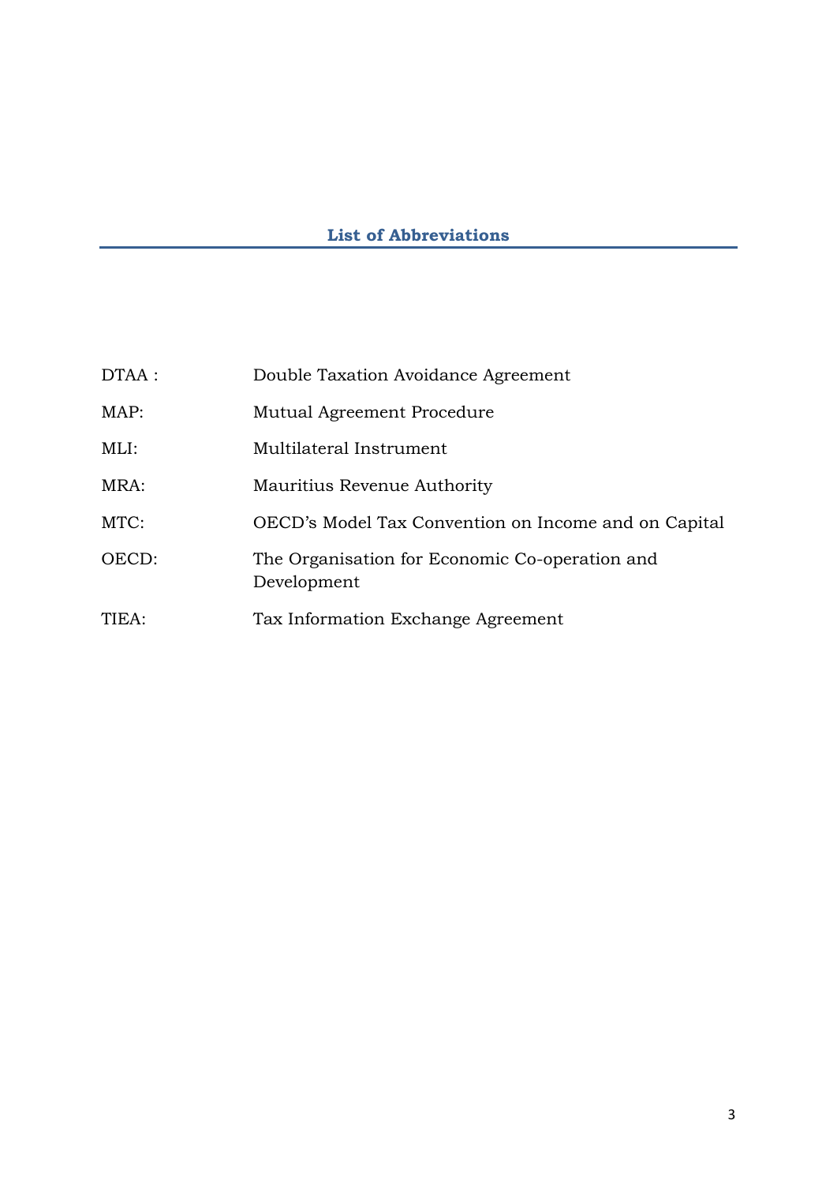## List of Abbreviations

| | |
|---|---|
| DTAA : | Double Taxation Avoidance Agreement |
| MAP: | Mutual Agreement Procedure |
| MLI: | Multilateral Instrument |
| MRA: | Mauritius Revenue Authority |
| MTC: | OECD's Model Tax Convention on Income and on Capital |
| OECD: | The Organisation for Economic Co-operation and Development |
| TIEA: | Tax Information Exchange Agreement |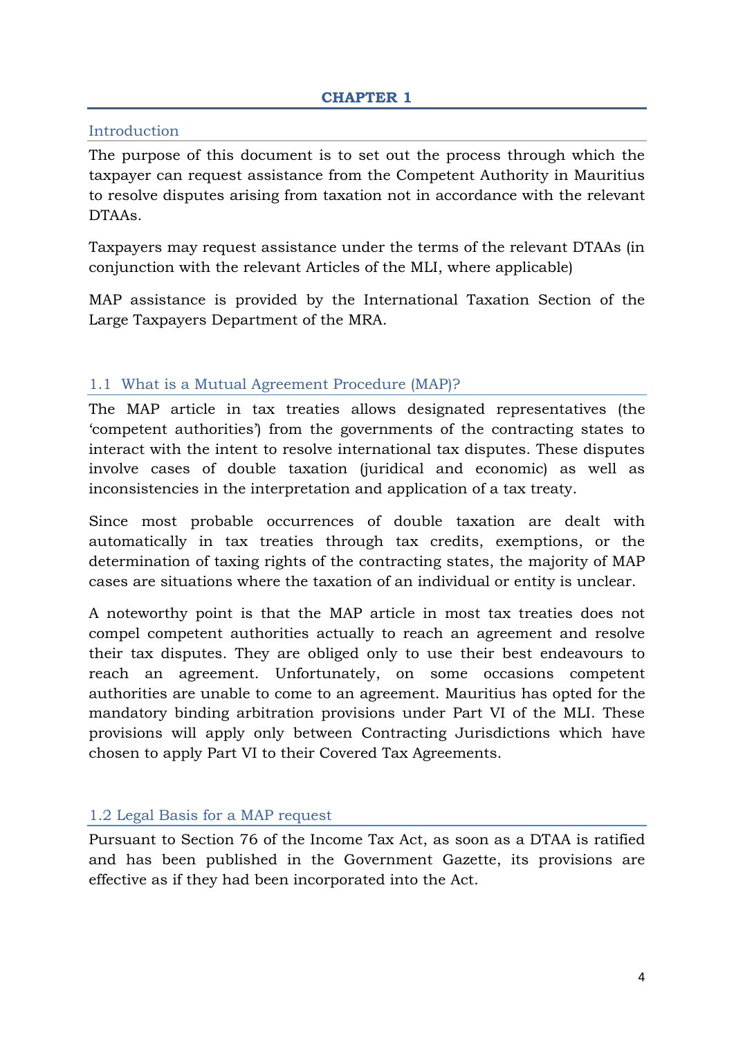# CHAPTER 1

## Introduction

The purpose of this document is to set out the process through which the taxpayer can request assistance from the Competent Authority in Mauritius to resolve disputes arising from taxation not in accordance with the relevant DTAAs.

Taxpayers may request assistance under the terms of the relevant DTAAs (in conjunction with the relevant Articles of the MLI, where applicable)

MAP assistance is provided by the International Taxation Section of the Large Taxpayers Department of the MRA.

## 1.1 What is a Mutual Agreement Procedure (MAP)?

The MAP article in tax treaties allows designated representatives (the 'competent authorities') from the governments of the contracting states to interact with the intent to resolve international tax disputes. These disputes involve cases of double taxation (juridical and economic) as well as inconsistencies in the interpretation and application of a tax treaty.

Since most probable occurrences of double taxation are dealt with automatically in tax treaties through tax credits, exemptions, or the determination of taxing rights of the contracting states, the majority of MAP cases are situations where the taxation of an individual or entity is unclear.

A noteworthy point is that the MAP article in most tax treaties does not compel competent authorities actually to reach an agreement and resolve their tax disputes. They are obliged only to use their best endeavours to reach an agreement. Unfortunately, on some occasions competent authorities are unable to come to an agreement. Mauritius has opted for the mandatory binding arbitration provisions under Part VI of the MLI. These provisions will apply only between Contracting Jurisdictions which have chosen to apply Part VI to their Covered Tax Agreements.

## 1.2 Legal Basis for a MAP request

Pursuant to Section 76 of the Income Tax Act, as soon as a DTAA is ratified and has been published in the Government Gazette, its provisions are effective as if they had been incorporated into the Act.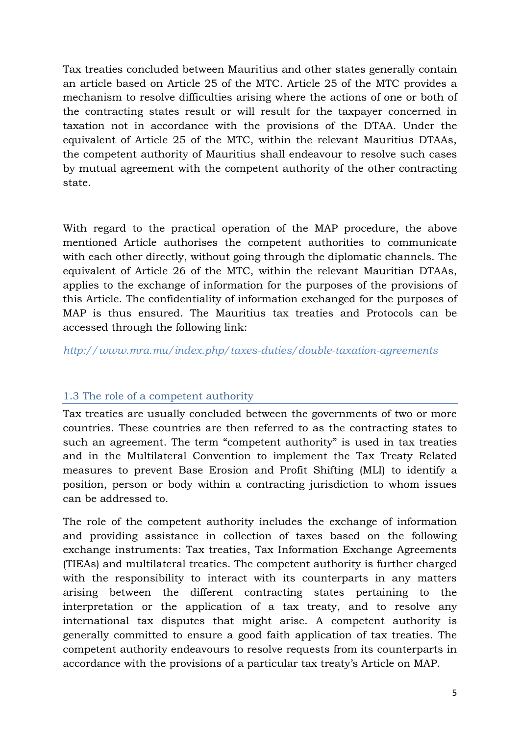Tax treaties concluded between Mauritius and other states generally contain an article based on Article 25 of the MTC. Article 25 of the MTC provides a mechanism to resolve difficulties arising where the actions of one or both of the contracting states result or will result for the taxpayer concerned in taxation not in accordance with the provisions of the DTAA. Under the equivalent of Article 25 of the MTC, within the relevant Mauritius DTAAs, the competent authority of Mauritius shall endeavour to resolve such cases by mutual agreement with the competent authority of the other contracting state.

With regard to the practical operation of the MAP procedure, the above mentioned Article authorises the competent authorities to communicate with each other directly, without going through the diplomatic channels. The equivalent of Article 26 of the MTC, within the relevant Mauritian DTAAs, applies to the exchange of information for the purposes of the provisions of this Article. The confidentiality of information exchanged for the purposes of MAP is thus ensured. The Mauritius tax treaties and Protocols can be accessed through the following link:

*http://www.mra.mu/index.php/taxes-duties/double-taxation-agreements*

### 1.3 The role of a competent authority

Tax treaties are usually concluded between the governments of two or more countries. These countries are then referred to as the contracting states to such an agreement. The term "competent authority" is used in tax treaties and in the Multilateral Convention to implement the Tax Treaty Related measures to prevent Base Erosion and Profit Shifting (MLI) to identify a position, person or body within a contracting jurisdiction to whom issues can be addressed to.

The role of the competent authority includes the exchange of information and providing assistance in collection of taxes based on the following exchange instruments: Tax treaties, Tax Information Exchange Agreements (TIEAs) and multilateral treaties. The competent authority is further charged with the responsibility to interact with its counterparts in any matters arising between the different contracting states pertaining to the interpretation or the application of a tax treaty, and to resolve any international tax disputes that might arise. A competent authority is generally committed to ensure a good faith application of tax treaties. The competent authority endeavours to resolve requests from its counterparts in accordance with the provisions of a particular tax treaty's Article on MAP.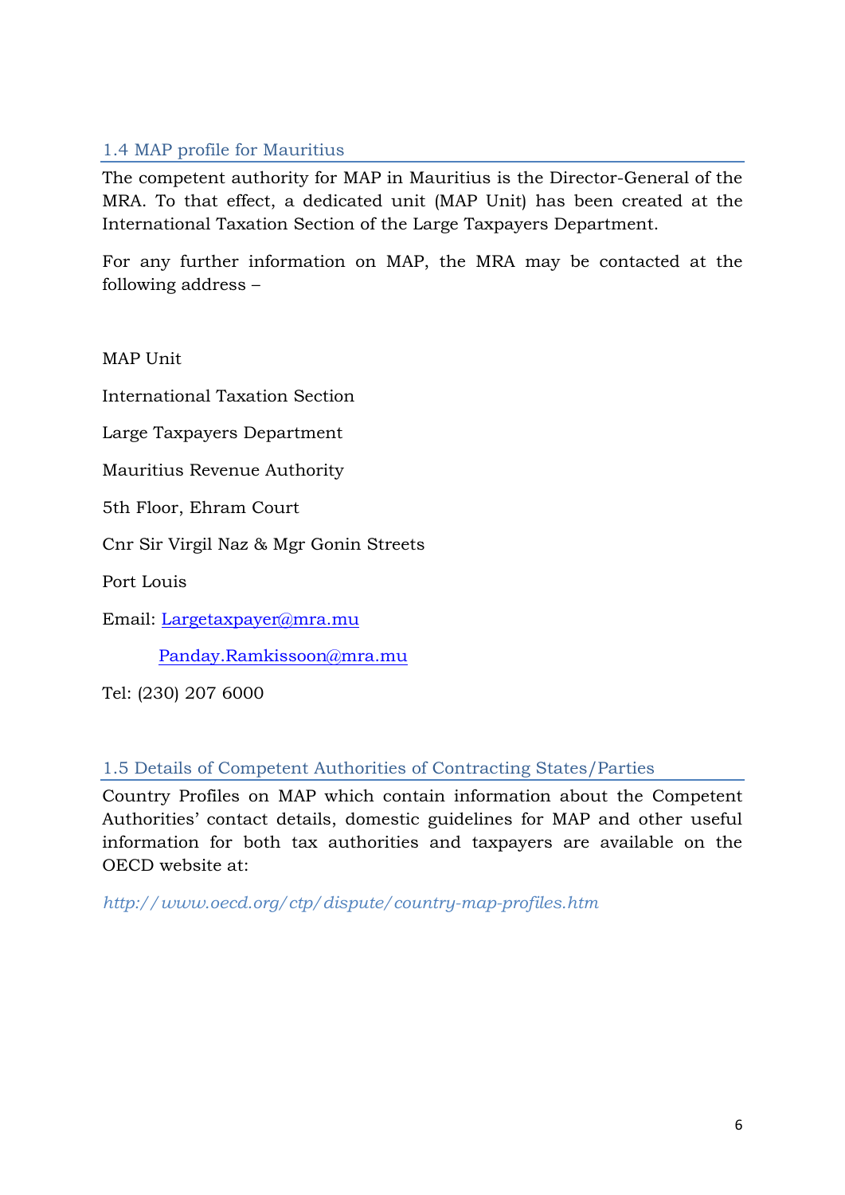## 1.4 MAP profile for Mauritius

The competent authority for MAP in Mauritius is the Director-General of the MRA. To that effect, a dedicated unit (MAP Unit) has been created at the International Taxation Section of the Large Taxpayers Department.

For any further information on MAP, the MRA may be contacted at the following address –

MAP Unit

International Taxation Section

Large Taxpayers Department

Mauritius Revenue Authority

5th Floor, Ehram Court

Cnr Sir Virgil Naz & Mgr Gonin Streets

Port Louis

Email: Largetaxpayer@mra.mu

Panday.Ramkissoon@mra.mu

Tel: (230) 207 6000

## 1.5 Details of Competent Authorities of Contracting States/Parties

Country Profiles on MAP which contain information about the Competent Authorities' contact details, domestic guidelines for MAP and other useful information for both tax authorities and taxpayers are available on the OECD website at:

*http://www.oecd.org/ctp/dispute/country-map-profiles.htm*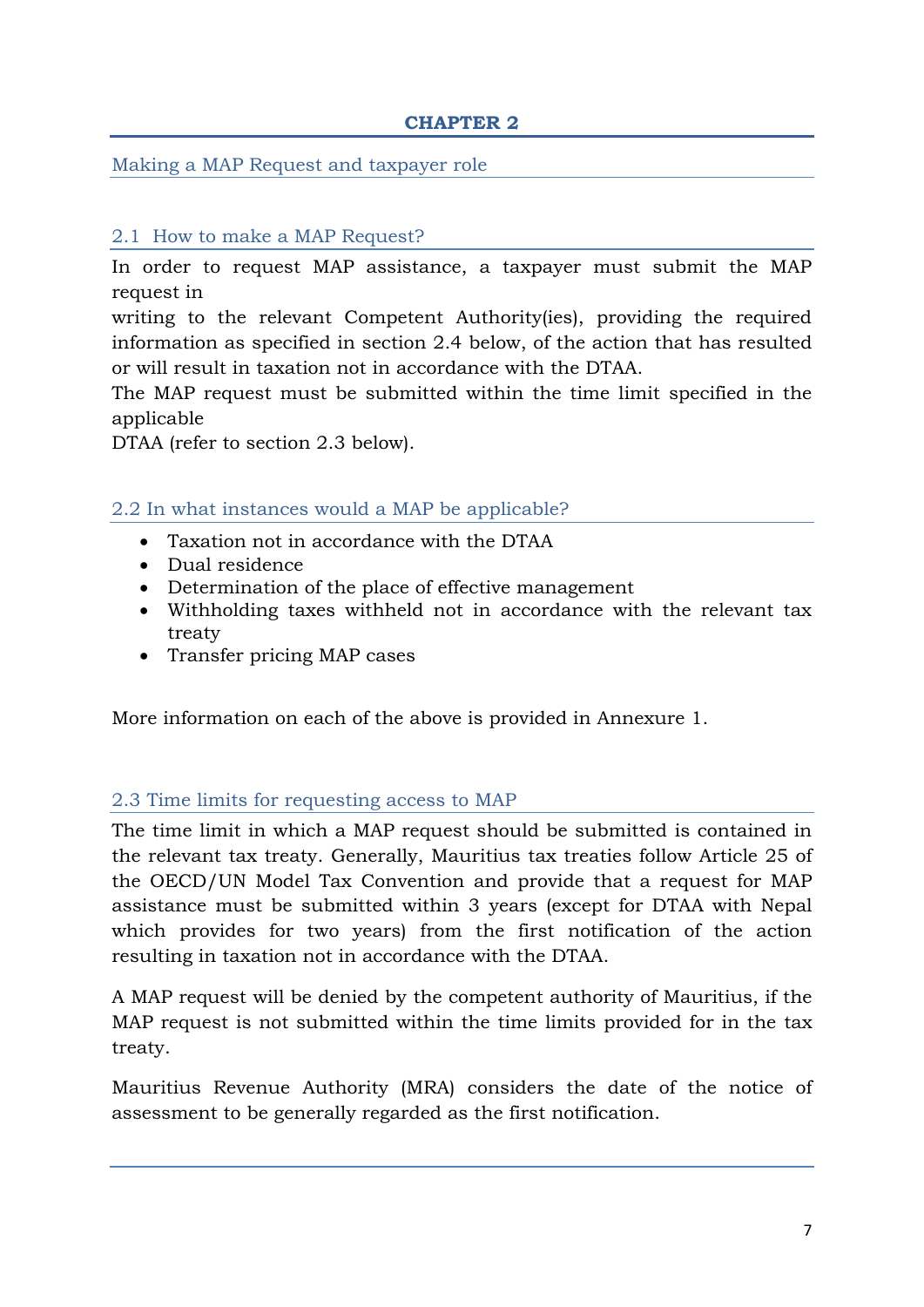# CHAPTER 2

## Making a MAP Request and taxpayer role

### 2.1 How to make a MAP Request?

In order to request MAP assistance, a taxpayer must submit the MAP request in writing to the relevant Competent Authority(ies), providing the required information as specified in section 2.4 below, of the action that has resulted or will result in taxation not in accordance with the DTAA.

The MAP request must be submitted within the time limit specified in the applicable DTAA (refer to section 2.3 below).

### 2.2 In what instances would a MAP be applicable?

- Taxation not in accordance with the DTAA
- Dual residence
- Determination of the place of effective management
- Withholding taxes withheld not in accordance with the relevant tax treaty
- Transfer pricing MAP cases

More information on each of the above is provided in Annexure 1.

### 2.3 Time limits for requesting access to MAP

The time limit in which a MAP request should be submitted is contained in the relevant tax treaty. Generally, Mauritius tax treaties follow Article 25 of the OECD/UN Model Tax Convention and provide that a request for MAP assistance must be submitted within 3 years (except for DTAA with Nepal which provides for two years) from the first notification of the action resulting in taxation not in accordance with the DTAA.

A MAP request will be denied by the competent authority of Mauritius, if the MAP request is not submitted within the time limits provided for in the tax treaty.

Mauritius Revenue Authority (MRA) considers the date of the notice of assessment to be generally regarded as the first notification.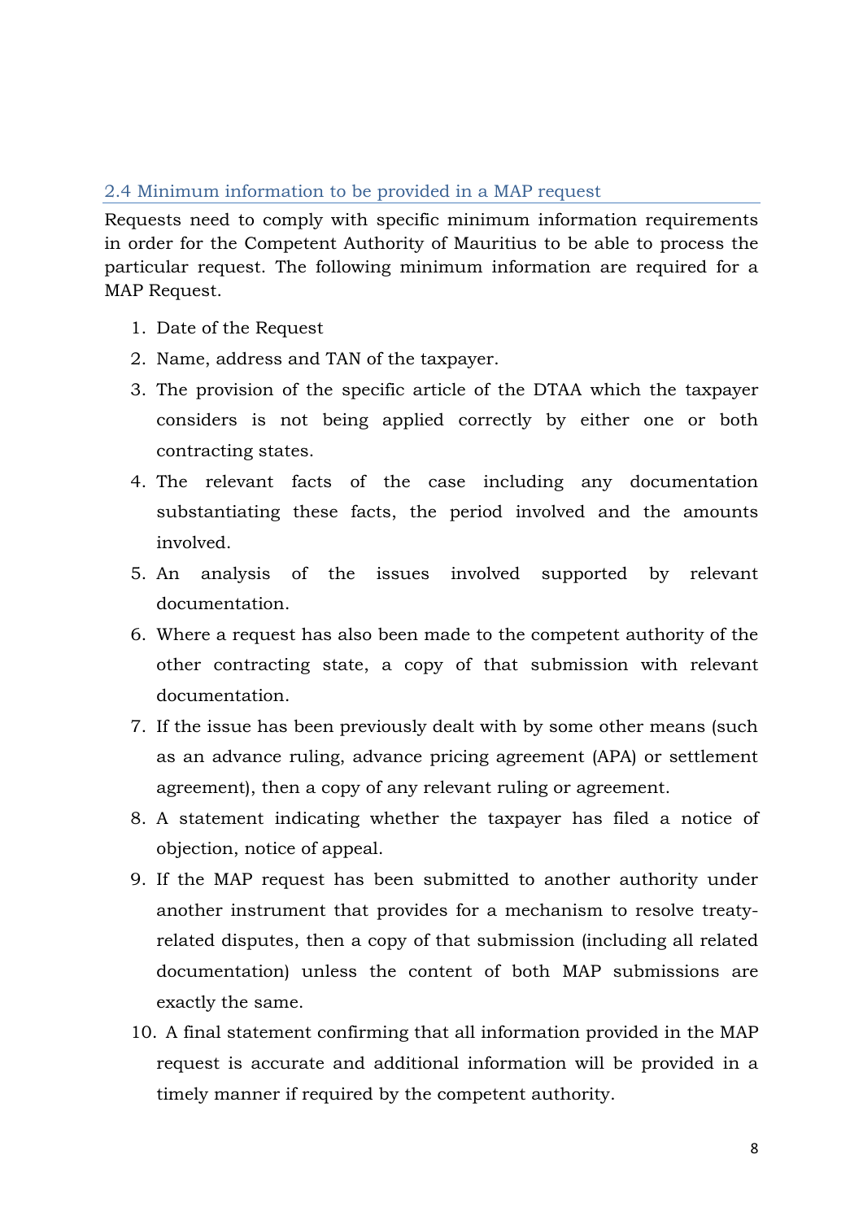## 2.4 Minimum information to be provided in a MAP request

Requests need to comply with specific minimum information requirements in order for the Competent Authority of Mauritius to be able to process the particular request. The following minimum information are required for a MAP Request.

1. Date of the Request
2. Name, address and TAN of the taxpayer.
3. The provision of the specific article of the DTAA which the taxpayer considers is not being applied correctly by either one or both contracting states.
4. The relevant facts of the case including any documentation substantiating these facts, the period involved and the amounts involved.
5. An analysis of the issues involved supported by relevant documentation.
6. Where a request has also been made to the competent authority of the other contracting state, a copy of that submission with relevant documentation.
7. If the issue has been previously dealt with by some other means (such as an advance ruling, advance pricing agreement (APA) or settlement agreement), then a copy of any relevant ruling or agreement.
8. A statement indicating whether the taxpayer has filed a notice of objection, notice of appeal.
9. If the MAP request has been submitted to another authority under another instrument that provides for a mechanism to resolve treaty-related disputes, then a copy of that submission (including all related documentation) unless the content of both MAP submissions are exactly the same.
10. A final statement confirming that all information provided in the MAP request is accurate and additional information will be provided in a timely manner if required by the competent authority.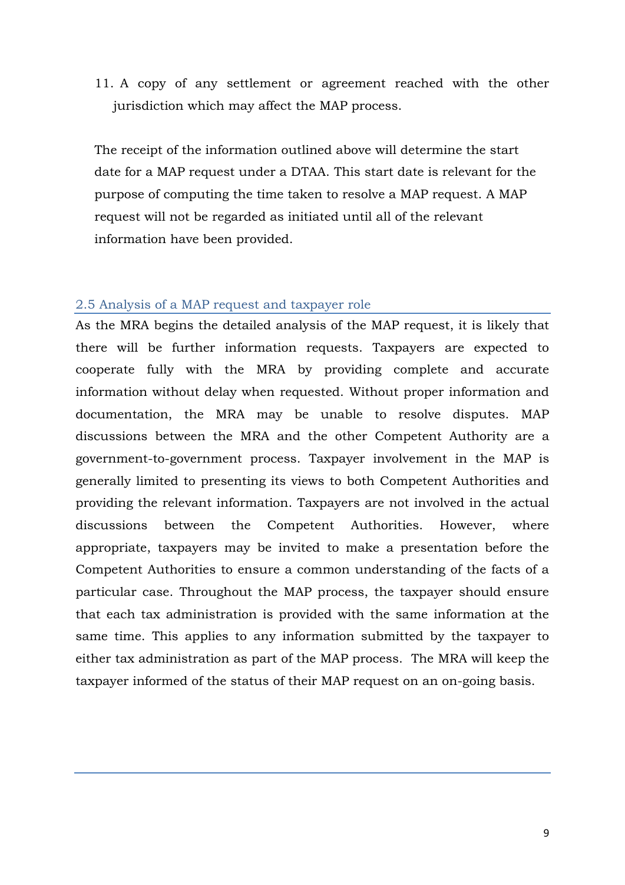11. A copy of any settlement or agreement reached with the other jurisdiction which may affect the MAP process.

The receipt of the information outlined above will determine the start date for a MAP request under a DTAA. This start date is relevant for the purpose of computing the time taken to resolve a MAP request. A MAP request will not be regarded as initiated until all of the relevant information have been provided.

## 2.5 Analysis of a MAP request and taxpayer role

As the MRA begins the detailed analysis of the MAP request, it is likely that there will be further information requests. Taxpayers are expected to cooperate fully with the MRA by providing complete and accurate information without delay when requested. Without proper information and documentation, the MRA may be unable to resolve disputes. MAP discussions between the MRA and the other Competent Authority are a government-to-government process. Taxpayer involvement in the MAP is generally limited to presenting its views to both Competent Authorities and providing the relevant information. Taxpayers are not involved in the actual discussions between the Competent Authorities. However, where appropriate, taxpayers may be invited to make a presentation before the Competent Authorities to ensure a common understanding of the facts of a particular case. Throughout the MAP process, the taxpayer should ensure that each tax administration is provided with the same information at the same time. This applies to any information submitted by the taxpayer to either tax administration as part of the MAP process. The MRA will keep the taxpayer informed of the status of their MAP request on an on-going basis.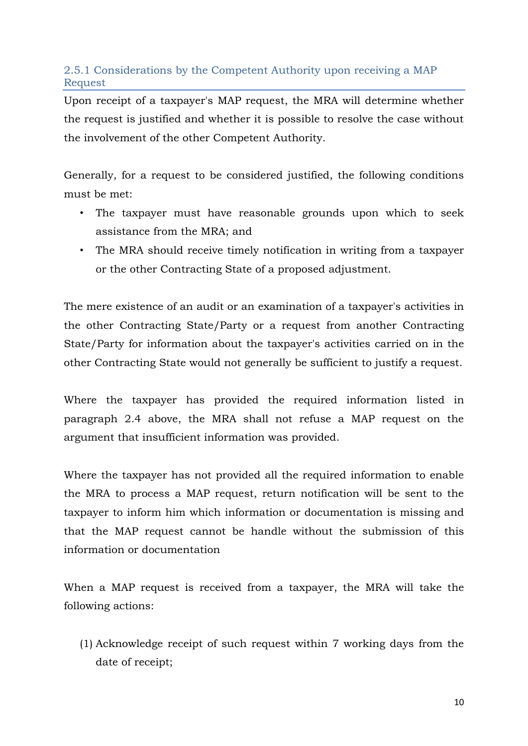### 2.5.1 Considerations by the Competent Authority upon receiving a MAP Request

Upon receipt of a taxpayer's MAP request, the MRA will determine whether the request is justified and whether it is possible to resolve the case without the involvement of the other Competent Authority.

Generally, for a request to be considered justified, the following conditions must be met:

- The taxpayer must have reasonable grounds upon which to seek assistance from the MRA; and
- The MRA should receive timely notification in writing from a taxpayer or the other Contracting State of a proposed adjustment.

The mere existence of an audit or an examination of a taxpayer's activities in the other Contracting State/Party or a request from another Contracting State/Party for information about the taxpayer's activities carried on in the other Contracting State would not generally be sufficient to justify a request.

Where the taxpayer has provided the required information listed in paragraph 2.4 above, the MRA shall not refuse a MAP request on the argument that insufficient information was provided.

Where the taxpayer has not provided all the required information to enable the MRA to process a MAP request, return notification will be sent to the taxpayer to inform him which information or documentation is missing and that the MAP request cannot be handle without the submission of this information or documentation

When a MAP request is received from a taxpayer, the MRA will take the following actions:

(1) Acknowledge receipt of such request within 7 working days from the date of receipt;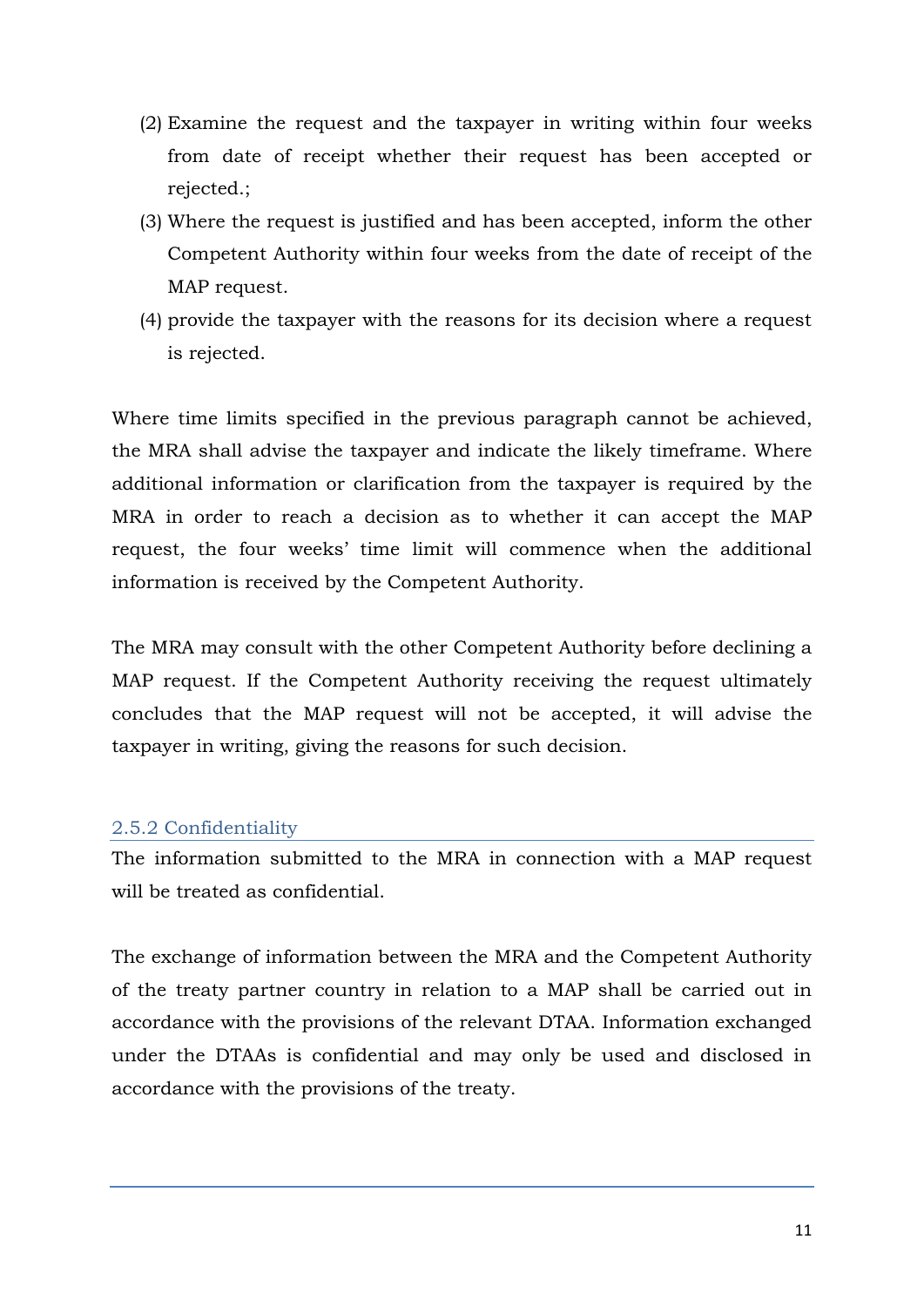(2) Examine the request and the taxpayer in writing within four weeks from date of receipt whether their request has been accepted or rejected.;

(3) Where the request is justified and has been accepted, inform the other Competent Authority within four weeks from the date of receipt of the MAP request.

(4) provide the taxpayer with the reasons for its decision where a request is rejected.

Where time limits specified in the previous paragraph cannot be achieved, the MRA shall advise the taxpayer and indicate the likely timeframe. Where additional information or clarification from the taxpayer is required by the MRA in order to reach a decision as to whether it can accept the MAP request, the four weeks' time limit will commence when the additional information is received by the Competent Authority.

The MRA may consult with the other Competent Authority before declining a MAP request. If the Competent Authority receiving the request ultimately concludes that the MAP request will not be accepted, it will advise the taxpayer in writing, giving the reasons for such decision.

### 2.5.2 Confidentiality

The information submitted to the MRA in connection with a MAP request will be treated as confidential.

The exchange of information between the MRA and the Competent Authority of the treaty partner country in relation to a MAP shall be carried out in accordance with the provisions of the relevant DTAA. Information exchanged under the DTAAs is confidential and may only be used and disclosed in accordance with the provisions of the treaty.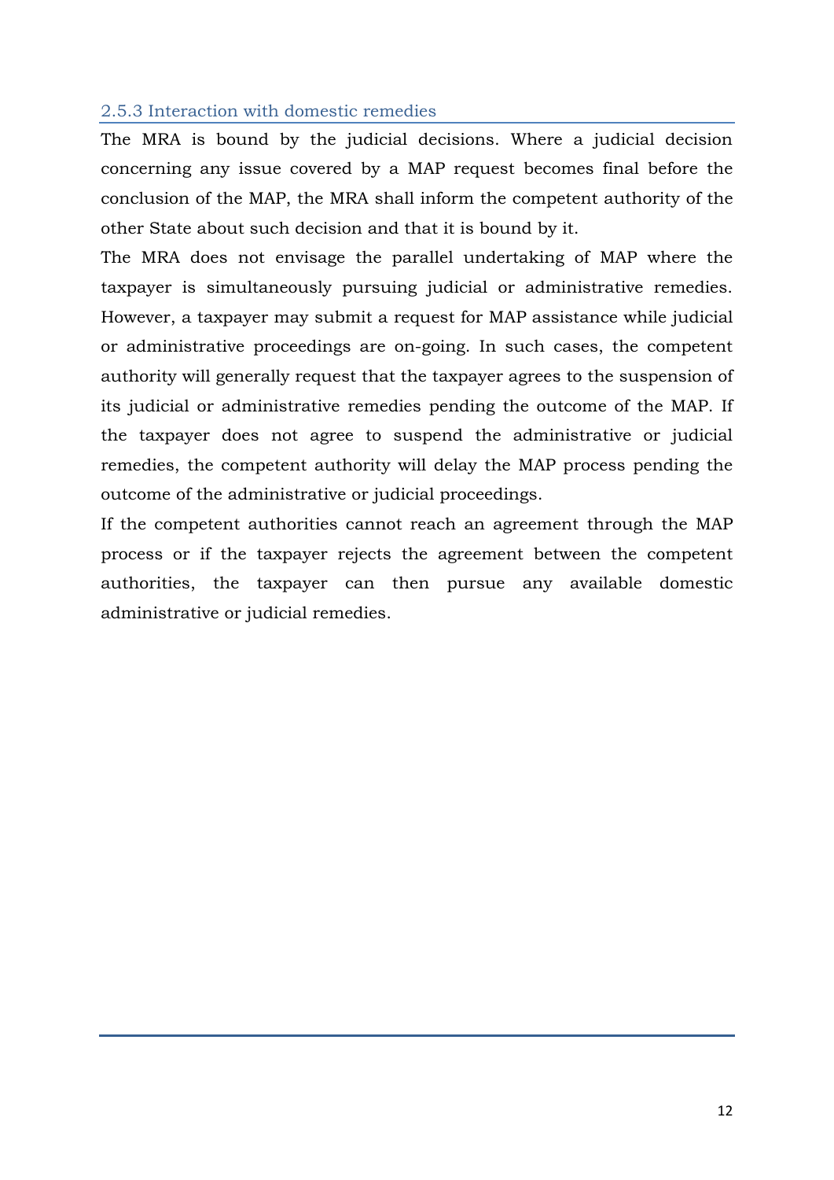### 2.5.3 Interaction with domestic remedies

The MRA is bound by the judicial decisions. Where a judicial decision concerning any issue covered by a MAP request becomes final before the conclusion of the MAP, the MRA shall inform the competent authority of the other State about such decision and that it is bound by it.

The MRA does not envisage the parallel undertaking of MAP where the taxpayer is simultaneously pursuing judicial or administrative remedies. However, a taxpayer may submit a request for MAP assistance while judicial or administrative proceedings are on-going. In such cases, the competent authority will generally request that the taxpayer agrees to the suspension of its judicial or administrative remedies pending the outcome of the MAP. If the taxpayer does not agree to suspend the administrative or judicial remedies, the competent authority will delay the MAP process pending the outcome of the administrative or judicial proceedings.

If the competent authorities cannot reach an agreement through the MAP process or if the taxpayer rejects the agreement between the competent authorities, the taxpayer can then pursue any available domestic administrative or judicial remedies.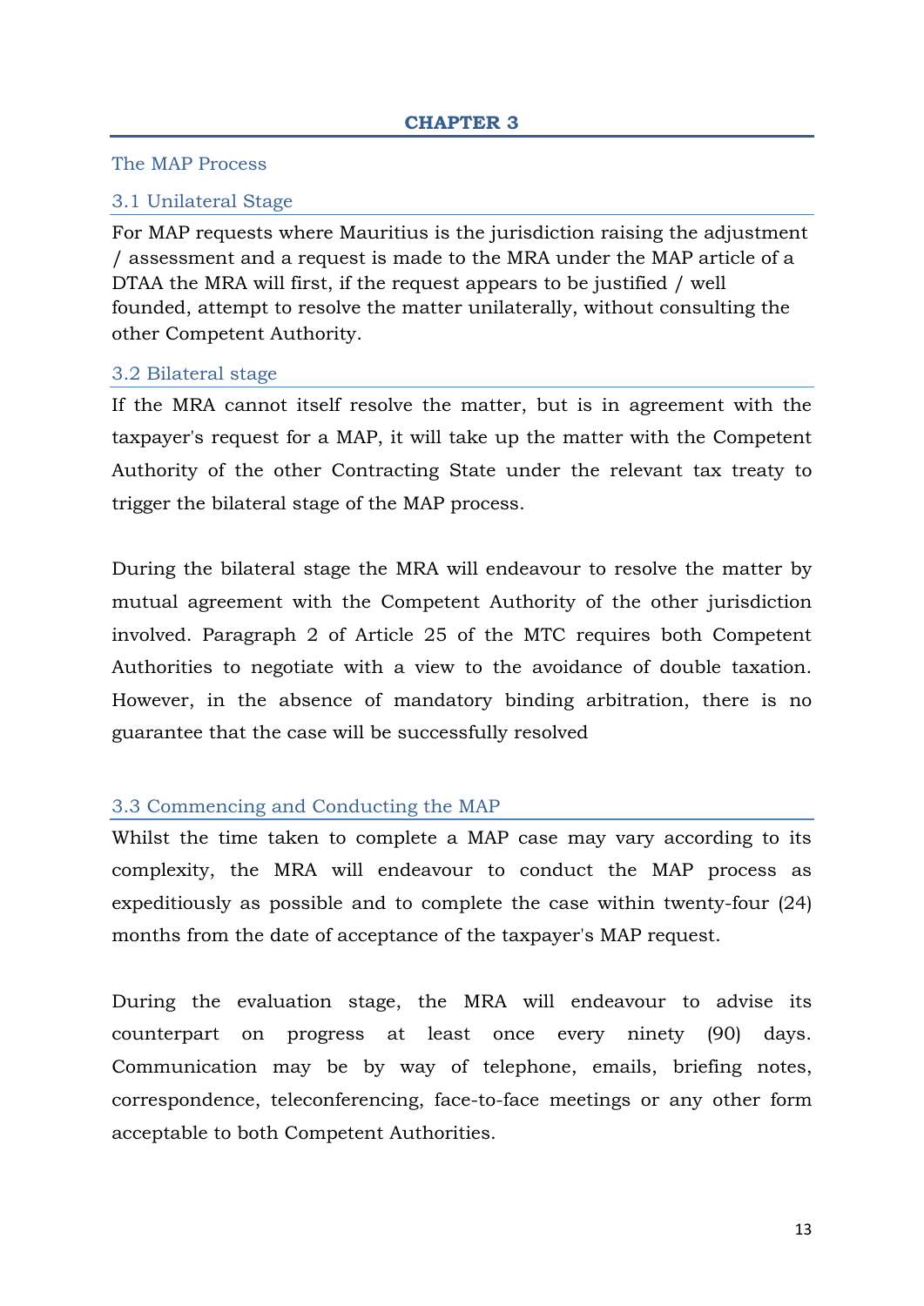# CHAPTER 3

## The MAP Process

### 3.1 Unilateral Stage

For MAP requests where Mauritius is the jurisdiction raising the adjustment / assessment and a request is made to the MRA under the MAP article of a DTAA the MRA will first, if the request appears to be justified / well founded, attempt to resolve the matter unilaterally, without consulting the other Competent Authority.

### 3.2 Bilateral stage

If the MRA cannot itself resolve the matter, but is in agreement with the taxpayer's request for a MAP, it will take up the matter with the Competent Authority of the other Contracting State under the relevant tax treaty to trigger the bilateral stage of the MAP process.

During the bilateral stage the MRA will endeavour to resolve the matter by mutual agreement with the Competent Authority of the other jurisdiction involved. Paragraph 2 of Article 25 of the MTC requires both Competent Authorities to negotiate with a view to the avoidance of double taxation. However, in the absence of mandatory binding arbitration, there is no guarantee that the case will be successfully resolved

### 3.3 Commencing and Conducting the MAP

Whilst the time taken to complete a MAP case may vary according to its complexity, the MRA will endeavour to conduct the MAP process as expeditiously as possible and to complete the case within twenty-four (24) months from the date of acceptance of the taxpayer's MAP request.

During the evaluation stage, the MRA will endeavour to advise its counterpart on progress at least once every ninety (90) days. Communication may be by way of telephone, emails, briefing notes, correspondence, teleconferencing, face-to-face meetings or any other form acceptable to both Competent Authorities.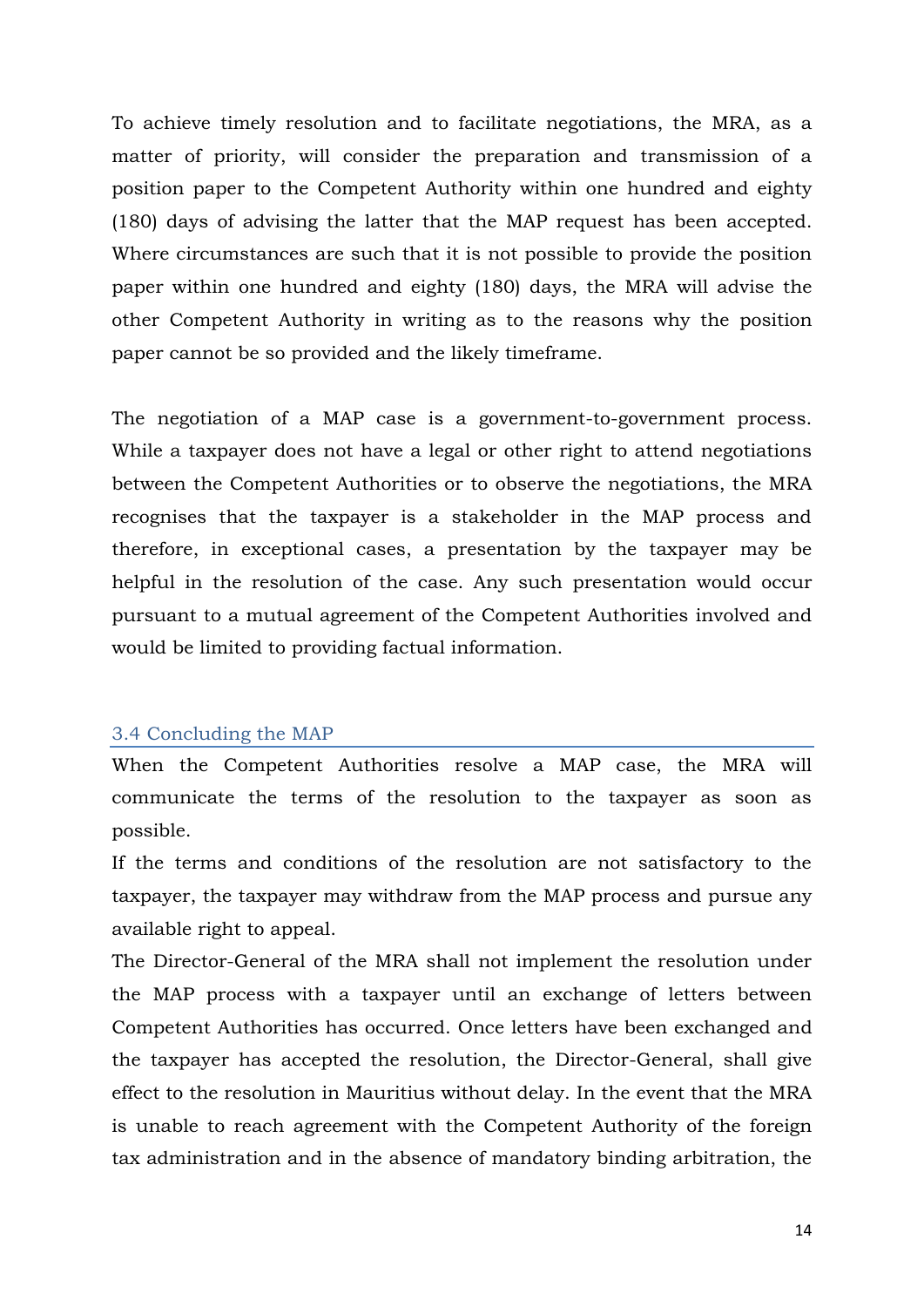To achieve timely resolution and to facilitate negotiations, the MRA, as a matter of priority, will consider the preparation and transmission of a position paper to the Competent Authority within one hundred and eighty (180) days of advising the latter that the MAP request has been accepted. Where circumstances are such that it is not possible to provide the position paper within one hundred and eighty (180) days, the MRA will advise the other Competent Authority in writing as to the reasons why the position paper cannot be so provided and the likely timeframe.

The negotiation of a MAP case is a government-to-government process. While a taxpayer does not have a legal or other right to attend negotiations between the Competent Authorities or to observe the negotiations, the MRA recognises that the taxpayer is a stakeholder in the MAP process and therefore, in exceptional cases, a presentation by the taxpayer may be helpful in the resolution of the case. Any such presentation would occur pursuant to a mutual agreement of the Competent Authorities involved and would be limited to providing factual information.

### 3.4 Concluding the MAP

When the Competent Authorities resolve a MAP case, the MRA will communicate the terms of the resolution to the taxpayer as soon as possible.

If the terms and conditions of the resolution are not satisfactory to the taxpayer, the taxpayer may withdraw from the MAP process and pursue any available right to appeal.

The Director-General of the MRA shall not implement the resolution under the MAP process with a taxpayer until an exchange of letters between Competent Authorities has occurred. Once letters have been exchanged and the taxpayer has accepted the resolution, the Director-General, shall give effect to the resolution in Mauritius without delay. In the event that the MRA is unable to reach agreement with the Competent Authority of the foreign tax administration and in the absence of mandatory binding arbitration, the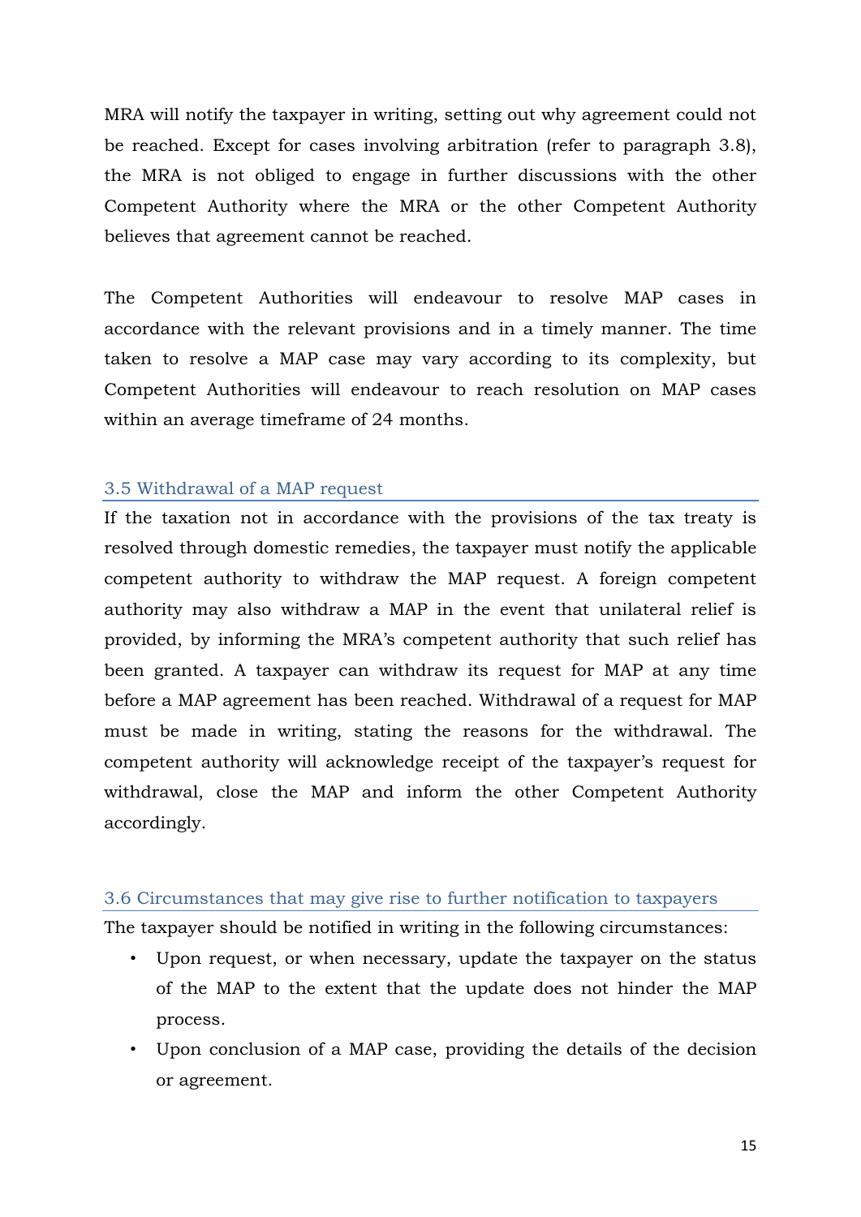MRA will notify the taxpayer in writing, setting out why agreement could not be reached. Except for cases involving arbitration (refer to paragraph 3.8), the MRA is not obliged to engage in further discussions with the other Competent Authority where the MRA or the other Competent Authority believes that agreement cannot be reached.

The Competent Authorities will endeavour to resolve MAP cases in accordance with the relevant provisions and in a timely manner. The time taken to resolve a MAP case may vary according to its complexity, but Competent Authorities will endeavour to reach resolution on MAP cases within an average timeframe of 24 months.

### 3.5 Withdrawal of a MAP request

If the taxation not in accordance with the provisions of the tax treaty is resolved through domestic remedies, the taxpayer must notify the applicable competent authority to withdraw the MAP request. A foreign competent authority may also withdraw a MAP in the event that unilateral relief is provided, by informing the MRA's competent authority that such relief has been granted. A taxpayer can withdraw its request for MAP at any time before a MAP agreement has been reached. Withdrawal of a request for MAP must be made in writing, stating the reasons for the withdrawal. The competent authority will acknowledge receipt of the taxpayer's request for withdrawal, close the MAP and inform the other Competent Authority accordingly.

### 3.6 Circumstances that may give rise to further notification to taxpayers

The taxpayer should be notified in writing in the following circumstances:

- Upon request, or when necessary, update the taxpayer on the status of the MAP to the extent that the update does not hinder the MAP process.
- Upon conclusion of a MAP case, providing the details of the decision or agreement.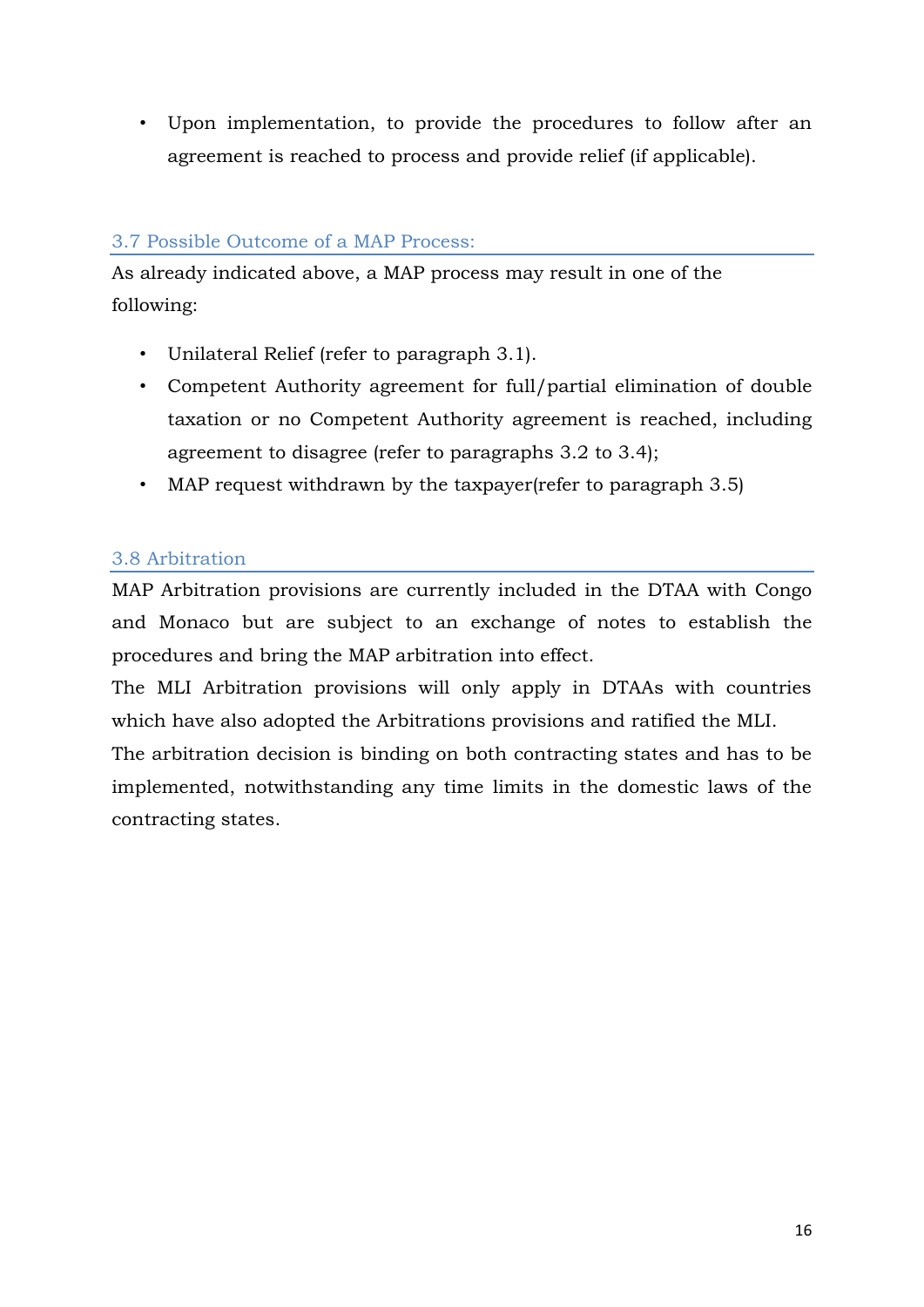- Upon implementation, to provide the procedures to follow after an agreement is reached to process and provide relief (if applicable).

### 3.7 Possible Outcome of a MAP Process:

As already indicated above, a MAP process may result in one of the following:

- Unilateral Relief (refer to paragraph 3.1).
- Competent Authority agreement for full/partial elimination of double taxation or no Competent Authority agreement is reached, including agreement to disagree (refer to paragraphs 3.2 to 3.4);
- MAP request withdrawn by the taxpayer(refer to paragraph 3.5)

### 3.8 Arbitration

MAP Arbitration provisions are currently included in the DTAA with Congo and Monaco but are subject to an exchange of notes to establish the procedures and bring the MAP arbitration into effect.

The MLI Arbitration provisions will only apply in DTAAs with countries which have also adopted the Arbitrations provisions and ratified the MLI.

The arbitration decision is binding on both contracting states and has to be implemented, notwithstanding any time limits in the domestic laws of the contracting states.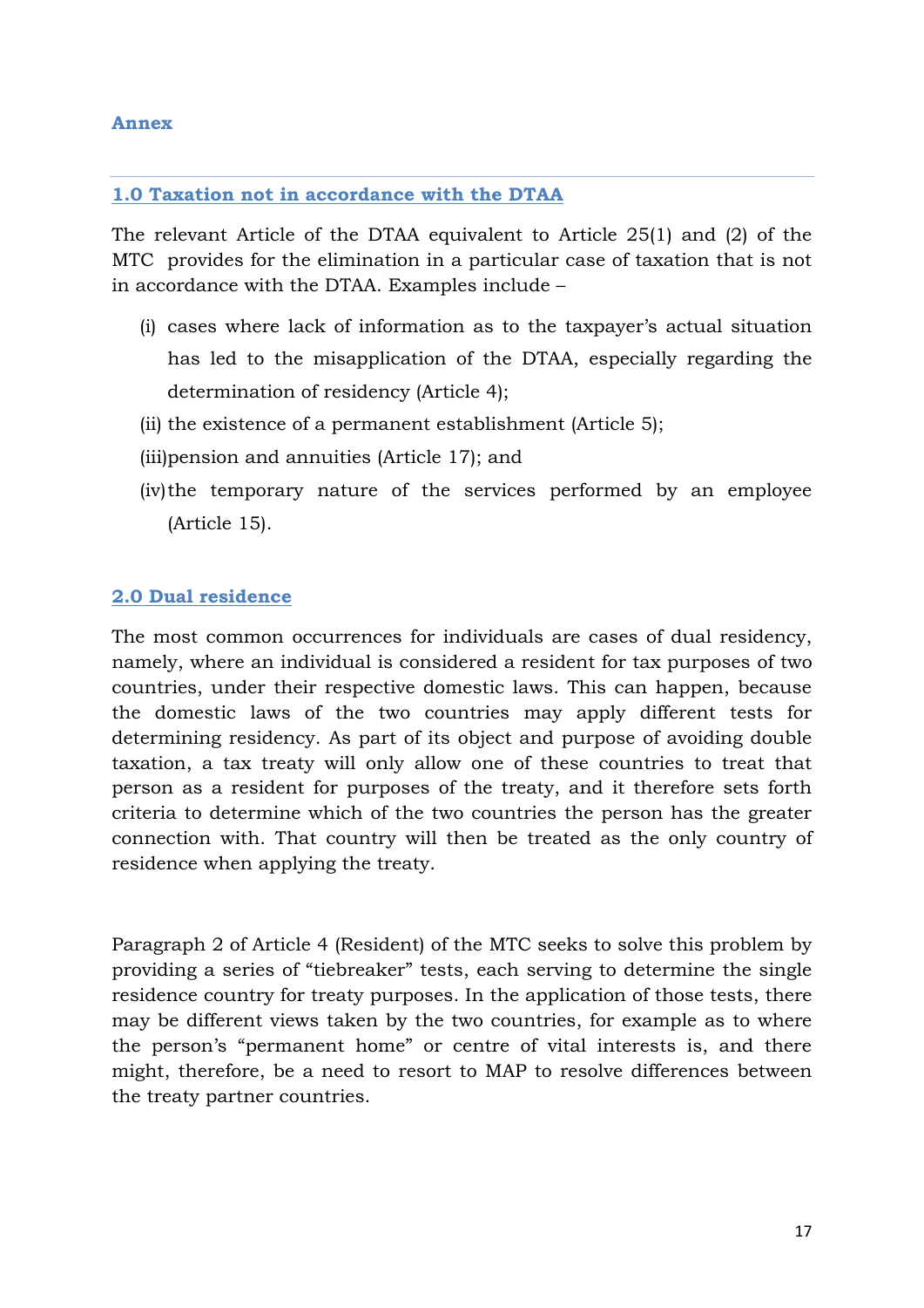## Annex

### 1.0 Taxation not in accordance with the DTAA

The relevant Article of the DTAA equivalent to Article 25(1) and (2) of the MTC provides for the elimination in a particular case of taxation that is not in accordance with the DTAA. Examples include –

(i) cases where lack of information as to the taxpayer's actual situation has led to the misapplication of the DTAA, especially regarding the determination of residency (Article 4);

(ii) the existence of a permanent establishment (Article 5);

(iii) pension and annuities (Article 17); and

(iv) the temporary nature of the services performed by an employee (Article 15).

### 2.0 Dual residence

The most common occurrences for individuals are cases of dual residency, namely, where an individual is considered a resident for tax purposes of two countries, under their respective domestic laws. This can happen, because the domestic laws of the two countries may apply different tests for determining residency. As part of its object and purpose of avoiding double taxation, a tax treaty will only allow one of these countries to treat that person as a resident for purposes of the treaty, and it therefore sets forth criteria to determine which of the two countries the person has the greater connection with. That country will then be treated as the only country of residence when applying the treaty.

Paragraph 2 of Article 4 (Resident) of the MTC seeks to solve this problem by providing a series of "tiebreaker" tests, each serving to determine the single residence country for treaty purposes. In the application of those tests, there may be different views taken by the two countries, for example as to where the person's "permanent home" or centre of vital interests is, and there might, therefore, be a need to resort to MAP to resolve differences between the treaty partner countries.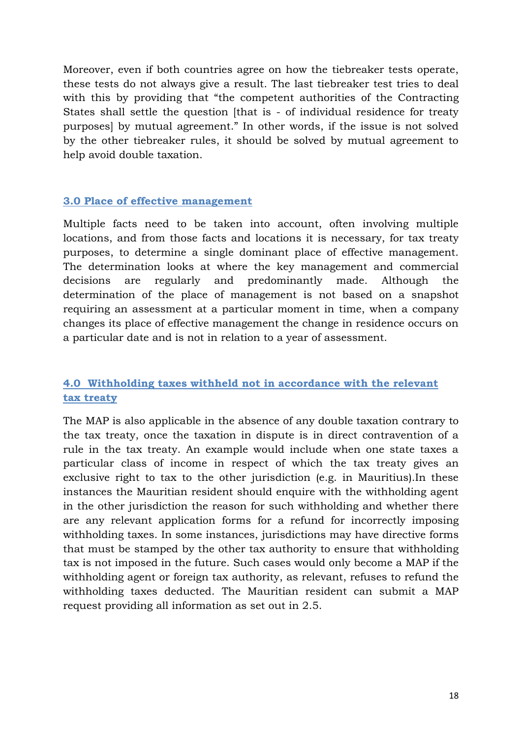Moreover, even if both countries agree on how the tiebreaker tests operate, these tests do not always give a result. The last tiebreaker test tries to deal with this by providing that "the competent authorities of the Contracting States shall settle the question [that is - of individual residence for treaty purposes] by mutual agreement." In other words, if the issue is not solved by the other tiebreaker rules, it should be solved by mutual agreement to help avoid double taxation.

## 3.0 Place of effective management

Multiple facts need to be taken into account, often involving multiple locations, and from those facts and locations it is necessary, for tax treaty purposes, to determine a single dominant place of effective management. The determination looks at where the key management and commercial decisions are regularly and predominantly made. Although the determination of the place of management is not based on a snapshot requiring an assessment at a particular moment in time, when a company changes its place of effective management the change in residence occurs on a particular date and is not in relation to a year of assessment.

## 4.0 Withholding taxes withheld not in accordance with the relevant tax treaty

The MAP is also applicable in the absence of any double taxation contrary to the tax treaty, once the taxation in dispute is in direct contravention of a rule in the tax treaty. An example would include when one state taxes a particular class of income in respect of which the tax treaty gives an exclusive right to tax to the other jurisdiction (e.g. in Mauritius).In these instances the Mauritian resident should enquire with the withholding agent in the other jurisdiction the reason for such withholding and whether there are any relevant application forms for a refund for incorrectly imposing withholding taxes. In some instances, jurisdictions may have directive forms that must be stamped by the other tax authority to ensure that withholding tax is not imposed in the future. Such cases would only become a MAP if the withholding agent or foreign tax authority, as relevant, refuses to refund the withholding taxes deducted. The Mauritian resident can submit a MAP request providing all information as set out in 2.5.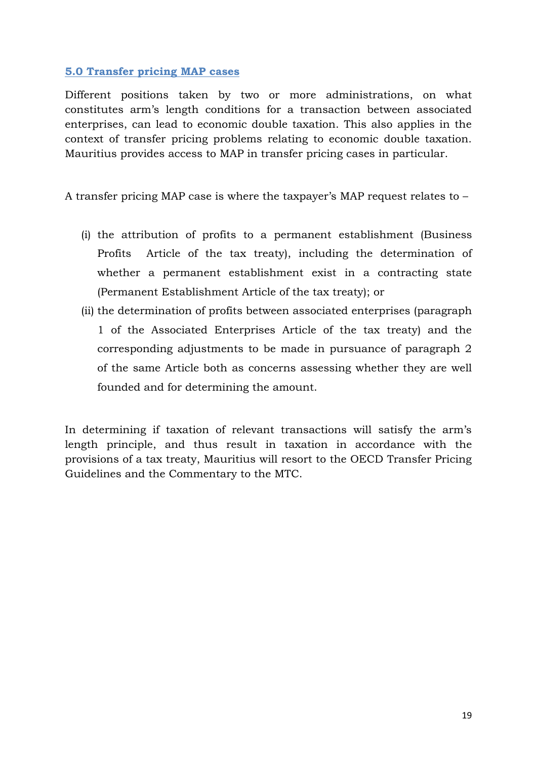## 5.0 Transfer pricing MAP cases

Different positions taken by two or more administrations, on what constitutes arm's length conditions for a transaction between associated enterprises, can lead to economic double taxation. This also applies in the context of transfer pricing problems relating to economic double taxation. Mauritius provides access to MAP in transfer pricing cases in particular.

A transfer pricing MAP case is where the taxpayer's MAP request relates to –

(i) the attribution of profits to a permanent establishment (Business Profits Article of the tax treaty), including the determination of whether a permanent establishment exist in a contracting state (Permanent Establishment Article of the tax treaty); or

(ii) the determination of profits between associated enterprises (paragraph 1 of the Associated Enterprises Article of the tax treaty) and the corresponding adjustments to be made in pursuance of paragraph 2 of the same Article both as concerns assessing whether they are well founded and for determining the amount.

In determining if taxation of relevant transactions will satisfy the arm's length principle, and thus result in taxation in accordance with the provisions of a tax treaty, Mauritius will resort to the OECD Transfer Pricing Guidelines and the Commentary to the MTC.